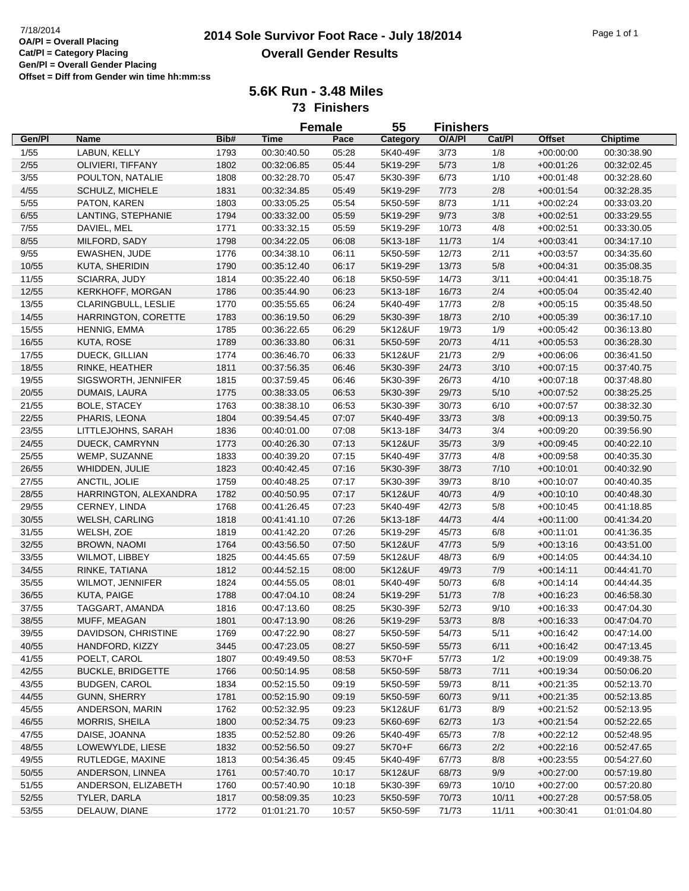**OA/Pl = Overall Placing**
**Cat/Pl = Category Placing**
**Gen/Pl = Overall Gender Placing**
**Offset = Diff from Gender win time hh:mm:ss**

# 2014 Sole Survivor Foot Race - July 18/2014

## Overall Gender Results

### 5.6K Run - 3.48 Miles

**73 Finishers**

**Female 55 Finishers**

| Gen/Pl | Name | Bib# | Time | Pace | Category | O/A/Pl | Cat/Pl | Offset | Chiptime |
|---|---|---|---|---|---|---|---|---|---|
| 1/55 | LABUN, KELLY | 1793 | 00:30:40.50 | 05:28 | 5K40-49F | 3/73 | 1/8 | +00:00:00 | 00:30:38.90 |
| 2/55 | OLIVIERI, TIFFANY | 1802 | 00:32:06.85 | 05:44 | 5K19-29F | 5/73 | 1/8 | +00:01:26 | 00:32:02.45 |
| 3/55 | POULTON, NATALIE | 1808 | 00:32:28.70 | 05:47 | 5K30-39F | 6/73 | 1/10 | +00:01:48 | 00:32:28.60 |
| 4/55 | SCHULZ, MICHELE | 1831 | 00:32:34.85 | 05:49 | 5K19-29F | 7/73 | 2/8 | +00:01:54 | 00:32:28.35 |
| 5/55 | PATON, KAREN | 1803 | 00:33:05.25 | 05:54 | 5K50-59F | 8/73 | 1/11 | +00:02:24 | 00:33:03.20 |
| 6/55 | LANTING, STEPHANIE | 1794 | 00:33:32.00 | 05:59 | 5K19-29F | 9/73 | 3/8 | +00:02:51 | 00:33:29.55 |
| 7/55 | DAVIEL, MEL | 1771 | 00:33:32.15 | 05:59 | 5K19-29F | 10/73 | 4/8 | +00:02:51 | 00:33:30.05 |
| 8/55 | MILFORD, SADY | 1798 | 00:34:22.05 | 06:08 | 5K13-18F | 11/73 | 1/4 | +00:03:41 | 00:34:17.10 |
| 9/55 | EWASHEN, JUDE | 1776 | 00:34:38.10 | 06:11 | 5K50-59F | 12/73 | 2/11 | +00:03:57 | 00:34:35.60 |
| 10/55 | KUTA, SHERIDIN | 1790 | 00:35:12.40 | 06:17 | 5K19-29F | 13/73 | 5/8 | +00:04:31 | 00:35:08.35 |
| 11/55 | SCIARRA, JUDY | 1814 | 00:35:22.40 | 06:18 | 5K50-59F | 14/73 | 3/11 | +00:04:41 | 00:35:18.75 |
| 12/55 | KERKHOFF, MORGAN | 1786 | 00:35:44.90 | 06:23 | 5K13-18F | 16/73 | 2/4 | +00:05:04 | 00:35:42.40 |
| 13/55 | CLARINGBULL, LESLIE | 1770 | 00:35:55.65 | 06:24 | 5K40-49F | 17/73 | 2/8 | +00:05:15 | 00:35:48.50 |
| 14/55 | HARRINGTON, CORETTE | 1783 | 00:36:19.50 | 06:29 | 5K30-39F | 18/73 | 2/10 | +00:05:39 | 00:36:17.10 |
| 15/55 | HENNIG, EMMA | 1785 | 00:36:22.65 | 06:29 | 5K12&UF | 19/73 | 1/9 | +00:05:42 | 00:36:13.80 |
| 16/55 | KUTA, ROSE | 1789 | 00:36:33.80 | 06:31 | 5K50-59F | 20/73 | 4/11 | +00:05:53 | 00:36:28.30 |
| 17/55 | DUECK, GILLIAN | 1774 | 00:36:46.70 | 06:33 | 5K12&UF | 21/73 | 2/9 | +00:06:06 | 00:36:41.50 |
| 18/55 | RINKE, HEATHER | 1811 | 00:37:56.35 | 06:46 | 5K30-39F | 24/73 | 3/10 | +00:07:15 | 00:37:40.75 |
| 19/55 | SIGSWORTH, JENNIFER | 1815 | 00:37:59.45 | 06:46 | 5K30-39F | 26/73 | 4/10 | +00:07:18 | 00:37:48.80 |
| 20/55 | DUMAIS, LAURA | 1775 | 00:38:33.05 | 06:53 | 5K30-39F | 29/73 | 5/10 | +00:07:52 | 00:38:25.25 |
| 21/55 | BOLE, STACEY | 1763 | 00:38:38.10 | 06:53 | 5K30-39F | 30/73 | 6/10 | +00:07:57 | 00:38:32.30 |
| 22/55 | PHARIS, LEONA | 1804 | 00:39:54.45 | 07:07 | 5K40-49F | 33/73 | 3/8 | +00:09:13 | 00:39:50.75 |
| 23/55 | LITTLEJOHNS, SARAH | 1836 | 00:40:01.00 | 07:08 | 5K13-18F | 34/73 | 3/4 | +00:09:20 | 00:39:56.90 |
| 24/55 | DUECK, CAMRYNN | 1773 | 00:40:26.30 | 07:13 | 5K12&UF | 35/73 | 3/9 | +00:09:45 | 00:40:22.10 |
| 25/55 | WEMP, SUZANNE | 1833 | 00:40:39.20 | 07:15 | 5K40-49F | 37/73 | 4/8 | +00:09:58 | 00:40:35.30 |
| 26/55 | WHIDDEN, JULIE | 1823 | 00:40:42.45 | 07:16 | 5K30-39F | 38/73 | 7/10 | +00:10:01 | 00:40:32.90 |
| 27/55 | ANCTIL, JOLIE | 1759 | 00:40:48.25 | 07:17 | 5K30-39F | 39/73 | 8/10 | +00:10:07 | 00:40:40.35 |
| 28/55 | HARRINGTON, ALEXANDRA | 1782 | 00:40:50.95 | 07:17 | 5K12&UF | 40/73 | 4/9 | +00:10:10 | 00:40:48.30 |
| 29/55 | CERNEY, LINDA | 1768 | 00:41:26.45 | 07:23 | 5K40-49F | 42/73 | 5/8 | +00:10:45 | 00:41:18.85 |
| 30/55 | WELSH, CARLING | 1818 | 00:41:41.10 | 07:26 | 5K13-18F | 44/73 | 4/4 | +00:11:00 | 00:41:34.20 |
| 31/55 | WELSH, ZOE | 1819 | 00:41:42.20 | 07:26 | 5K19-29F | 45/73 | 6/8 | +00:11:01 | 00:41:36.35 |
| 32/55 | BROWN, NAOMI | 1764 | 00:43:56.50 | 07:50 | 5K12&UF | 47/73 | 5/9 | +00:13:16 | 00:43:51.00 |
| 33/55 | WILMOT, LIBBEY | 1825 | 00:44:45.65 | 07:59 | 5K12&UF | 48/73 | 6/9 | +00:14:05 | 00:44:34.10 |
| 34/55 | RINKE, TATIANA | 1812 | 00:44:52.15 | 08:00 | 5K12&UF | 49/73 | 7/9 | +00:14:11 | 00:44:41.70 |
| 35/55 | WILMOT, JENNIFER | 1824 | 00:44:55.05 | 08:01 | 5K40-49F | 50/73 | 6/8 | +00:14:14 | 00:44:44.35 |
| 36/55 | KUTA, PAIGE | 1788 | 00:47:04.10 | 08:24 | 5K19-29F | 51/73 | 7/8 | +00:16:23 | 00:46:58.30 |
| 37/55 | TAGGART, AMANDA | 1816 | 00:47:13.60 | 08:25 | 5K30-39F | 52/73 | 9/10 | +00:16:33 | 00:47:04.30 |
| 38/55 | MUFF, MEAGAN | 1801 | 00:47:13.90 | 08:26 | 5K19-29F | 53/73 | 8/8 | +00:16:33 | 00:47:04.70 |
| 39/55 | DAVIDSON, CHRISTINE | 1769 | 00:47:22.90 | 08:27 | 5K50-59F | 54/73 | 5/11 | +00:16:42 | 00:47:14.00 |
| 40/55 | HANDFORD, KIZZY | 3445 | 00:47:23.05 | 08:27 | 5K50-59F | 55/73 | 6/11 | +00:16:42 | 00:47:13.45 |
| 41/55 | POELT, CAROL | 1807 | 00:49:49.50 | 08:53 | 5K70+F | 57/73 | 1/2 | +00:19:09 | 00:49:38.75 |
| 42/55 | BUCKLE, BRIDGETTE | 1766 | 00:50:14.95 | 08:58 | 5K50-59F | 58/73 | 7/11 | +00:19:34 | 00:50:06.20 |
| 43/55 | BUDGEN, CAROL | 1834 | 00:52:15.50 | 09:19 | 5K50-59F | 59/73 | 8/11 | +00:21:35 | 00:52:13.70 |
| 44/55 | GUNN, SHERRY | 1781 | 00:52:15.90 | 09:19 | 5K50-59F | 60/73 | 9/11 | +00:21:35 | 00:52:13.85 |
| 45/55 | ANDERSON, MARIN | 1762 | 00:52:32.95 | 09:23 | 5K12&UF | 61/73 | 8/9 | +00:21:52 | 00:52:13.95 |
| 46/55 | MORRIS, SHEILA | 1800 | 00:52:34.75 | 09:23 | 5K60-69F | 62/73 | 1/3 | +00:21:54 | 00:52:22.65 |
| 47/55 | DAISE, JOANNA | 1835 | 00:52:52.80 | 09:26 | 5K40-49F | 65/73 | 7/8 | +00:22:12 | 00:52:48.95 |
| 48/55 | LOWEWYLDE, LIESE | 1832 | 00:52:56.50 | 09:27 | 5K70+F | 66/73 | 2/2 | +00:22:16 | 00:52:47.65 |
| 49/55 | RUTLEDGE, MAXINE | 1813 | 00:54:36.45 | 09:45 | 5K40-49F | 67/73 | 8/8 | +00:23:55 | 00:54:27.60 |
| 50/55 | ANDERSON, LINNEA | 1761 | 00:57:40.70 | 10:17 | 5K12&UF | 68/73 | 9/9 | +00:27:00 | 00:57:19.80 |
| 51/55 | ANDERSON, ELIZABETH | 1760 | 00:57:40.90 | 10:18 | 5K30-39F | 69/73 | 10/10 | +00:27:00 | 00:57:20.80 |
| 52/55 | TYLER, DARLA | 1817 | 00:58:09.35 | 10:23 | 5K50-59F | 70/73 | 10/11 | +00:27:28 | 00:57:58.05 |
| 53/55 | DELAUW, DIANE | 1772 | 01:01:21.70 | 10:57 | 5K50-59F | 71/73 | 11/11 | +00:30:41 | 01:01:04.80 |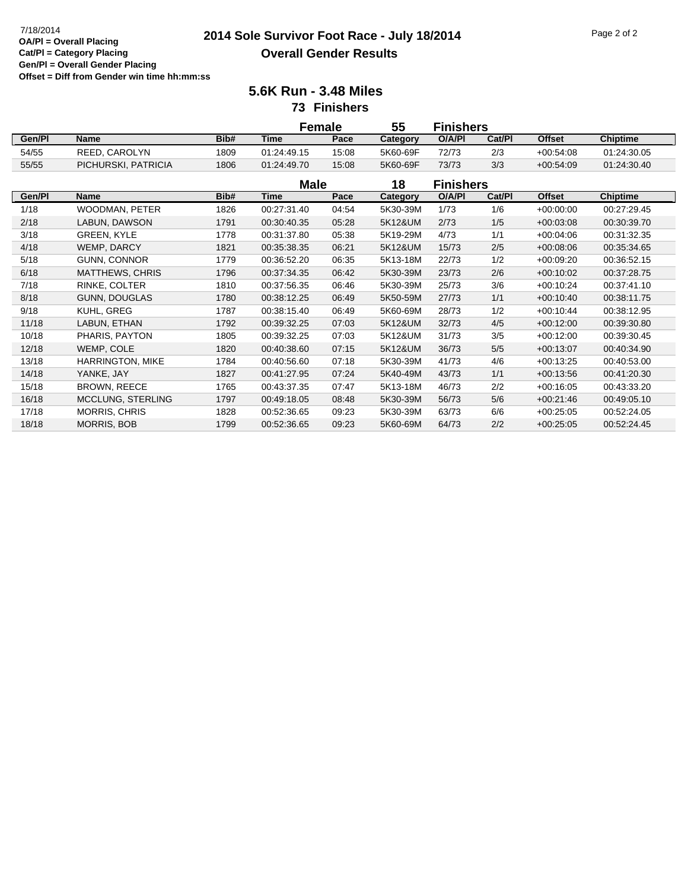7/18/2014

**OA/Pl = Overall Placing**
**Cat/Pl = Category Placing**
**Gen/Pl = Overall Gender Placing**
**Offset = Diff from Gender win time hh:mm:ss**

# 2014 Sole Survivor Foot Race - July 18/2014

## Overall Gender Results

### 5.6K Run - 3.48 Miles

**73 Finishers**

**Female 55 Finishers**

| Gen/Pl | Name | Bib# | Time | Pace | Category | O/A/Pl | Cat/Pl | Offset | Chiptime |
|---|---|---|---|---|---|---|---|---|---|
| 54/55 | REED, CAROLYN | 1809 | 01:24:49.15 | 15:08 | 5K60-69F | 72/73 | 2/3 | +00:54:08 | 01:24:30.05 |
| 55/55 | PICHURSKI, PATRICIA | 1806 | 01:24:49.70 | 15:08 | 5K60-69F | 73/73 | 3/3 | +00:54:09 | 01:24:30.40 |

**Male 18 Finishers**

| Gen/Pl | Name | Bib# | Time | Pace | Category | O/A/Pl | Cat/Pl | Offset | Chiptime |
|---|---|---|---|---|---|---|---|---|---|
| 1/18 | WOODMAN, PETER | 1826 | 00:27:31.40 | 04:54 | 5K30-39M | 1/73 | 1/6 | +00:00:00 | 00:27:29.45 |
| 2/18 | LABUN, DAWSON | 1791 | 00:30:40.35 | 05:28 | 5K12&UM | 2/73 | 1/5 | +00:03:08 | 00:30:39.70 |
| 3/18 | GREEN, KYLE | 1778 | 00:31:37.80 | 05:38 | 5K19-29M | 4/73 | 1/1 | +00:04:06 | 00:31:32.35 |
| 4/18 | WEMP, DARCY | 1821 | 00:35:38.35 | 06:21 | 5K12&UM | 15/73 | 2/5 | +00:08:06 | 00:35:34.65 |
| 5/18 | GUNN, CONNOR | 1779 | 00:36:52.20 | 06:35 | 5K13-18M | 22/73 | 1/2 | +00:09:20 | 00:36:52.15 |
| 6/18 | MATTHEWS, CHRIS | 1796 | 00:37:34.35 | 06:42 | 5K30-39M | 23/73 | 2/6 | +00:10:02 | 00:37:28.75 |
| 7/18 | RINKE, COLTER | 1810 | 00:37:56.35 | 06:46 | 5K30-39M | 25/73 | 3/6 | +00:10:24 | 00:37:41.10 |
| 8/18 | GUNN, DOUGLAS | 1780 | 00:38:12.25 | 06:49 | 5K50-59M | 27/73 | 1/1 | +00:10:40 | 00:38:11.75 |
| 9/18 | KUHL, GREG | 1787 | 00:38:15.40 | 06:49 | 5K60-69M | 28/73 | 1/2 | +00:10:44 | 00:38:12.95 |
| 11/18 | LABUN, ETHAN | 1792 | 00:39:32.25 | 07:03 | 5K12&UM | 32/73 | 4/5 | +00:12:00 | 00:39:30.80 |
| 10/18 | PHARIS, PAYTON | 1805 | 00:39:32.25 | 07:03 | 5K12&UM | 31/73 | 3/5 | +00:12:00 | 00:39:30.45 |
| 12/18 | WEMP, COLE | 1820 | 00:40:38.60 | 07:15 | 5K12&UM | 36/73 | 5/5 | +00:13:07 | 00:40:34.90 |
| 13/18 | HARRINGTON, MIKE | 1784 | 00:40:56.60 | 07:18 | 5K30-39M | 41/73 | 4/6 | +00:13:25 | 00:40:53.00 |
| 14/18 | YANKE, JAY | 1827 | 00:41:27.95 | 07:24 | 5K40-49M | 43/73 | 1/1 | +00:13:56 | 00:41:20.30 |
| 15/18 | BROWN, REECE | 1765 | 00:43:37.35 | 07:47 | 5K13-18M | 46/73 | 2/2 | +00:16:05 | 00:43:33.20 |
| 16/18 | MCCLUNG, STERLING | 1797 | 00:49:18.05 | 08:48 | 5K30-39M | 56/73 | 5/6 | +00:21:46 | 00:49:05.10 |
| 17/18 | MORRIS, CHRIS | 1828 | 00:52:36.65 | 09:23 | 5K30-39M | 63/73 | 6/6 | +00:25:05 | 00:52:24.05 |
| 18/18 | MORRIS, BOB | 1799 | 00:52:36.65 | 09:23 | 5K60-69M | 64/73 | 2/2 | +00:25:05 | 00:52:24.45 |